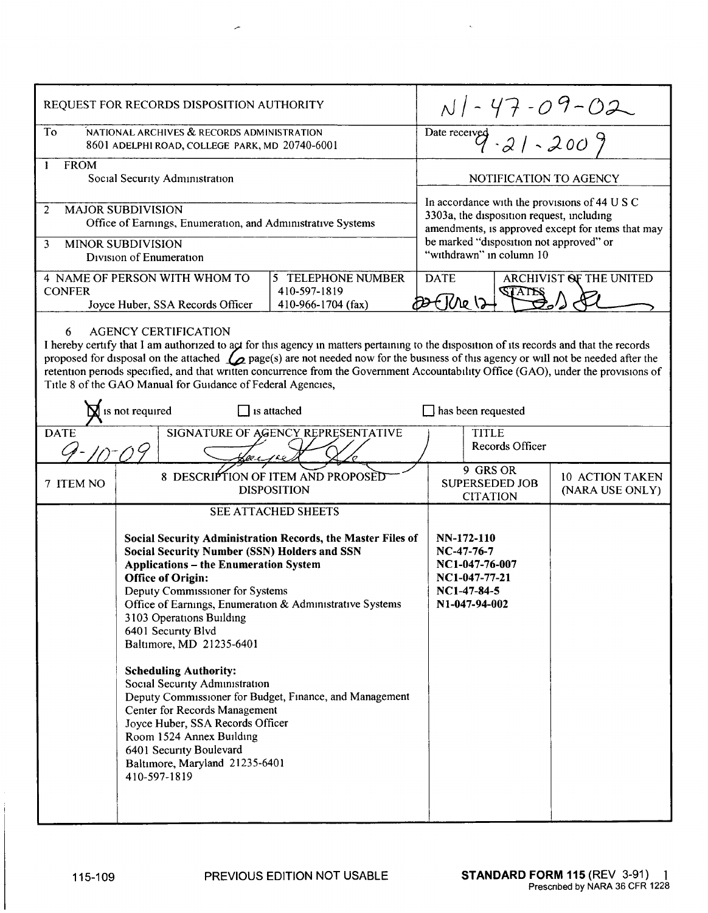| REQUEST FOR RECORDS DISPOSITION AUTHORITY | | N1-47-09-02 | |
|---|---|---|---|
| To NATIONAL ARCHIVES & RECORDS ADMINISTRATION 8601 ADELPHI ROAD, COLLEGE PARK, MD 20740-6001 | | Date received 9-21-2009 | |
| 1 FROM Social Security Administration | | NOTIFICATION TO AGENCY | |
| 2 MAJOR SUBDIVISION Office of Earnings, Enumeration, and Administrative Systems | | In accordance with the provisions of 44 U S C 3303a, the disposition request, including amendments, is approved except for items that may be marked "disposition not approved" or "withdrawn" in column 10 | |
| 3 MINOR SUBDIVISION Division of Enumeration | | | |
| 4 NAME OF PERSON WITH WHOM TO CONFER Joyce Huber, SSA Records Officer | 5 TELEPHONE NUMBER 410-597-1819 410-966-1704 (fax) | DATE 22 June 12 | ARCHIVIST OF THE UNITED STATES |

6 AGENCY CERTIFICATION

I hereby certify that I am authorized to act for this agency in matters pertaining to the disposition of its records and that the records proposed for disposal on the attached 6 page(s) are not needed now for the business of this agency or will not be needed after the retention periods specified, and that written concurrence from the Government Accountability Office (GAO), under the provisions of Title 8 of the GAO Manual for Guidance of Federal Agencies,

☒ is not required ☐ is attached ☐ has been requested

| DATE | SIGNATURE OF AGENCY REPRESENTATIVE | TITLE |
|---|---|---|
| 9-10-09 | | Records Officer |

| 7 ITEM NO | 8 DESCRIPTION OF ITEM AND PROPOSED DISPOSITION | 9 GRS OR SUPERSEDED JOB CITATION | 10 ACTION TAKEN (NARA USE ONLY) |
|---|---|---|---|
| | SEE ATTACHED SHEETS<br><br>**Social Security Administration Records, the Master Files of Social Security Number (SSN) Holders and SSN Applications – the Enumeration System**<br>**Office of Origin:**<br>Deputy Commissioner for Systems<br>Office of Earnings, Enumeration & Administrative Systems<br>3103 Operations Building<br>6401 Security Blvd<br>Baltimore, MD 21235-6401<br><br>**Scheduling Authority:**<br>Social Security Administration<br>Deputy Commissioner for Budget, Finance, and Management<br>Center for Records Management<br>Joyce Huber, SSA Records Officer<br>Room 1524 Annex Building<br>6401 Security Boulevard<br>Baltimore, Maryland 21235-6401<br>410-597-1819 | **NN-172-110**<br>**NC-47-76-7**<br>**NC1-047-76-007**<br>**NC1-047-77-21**<br>**NC1-47-84-5**<br>**N1-047-94-002** | |

115-109 PREVIOUS EDITION NOT USABLE **STANDARD FORM 115** (REV 3-91) Prescribed by NARA 36 CFR 1228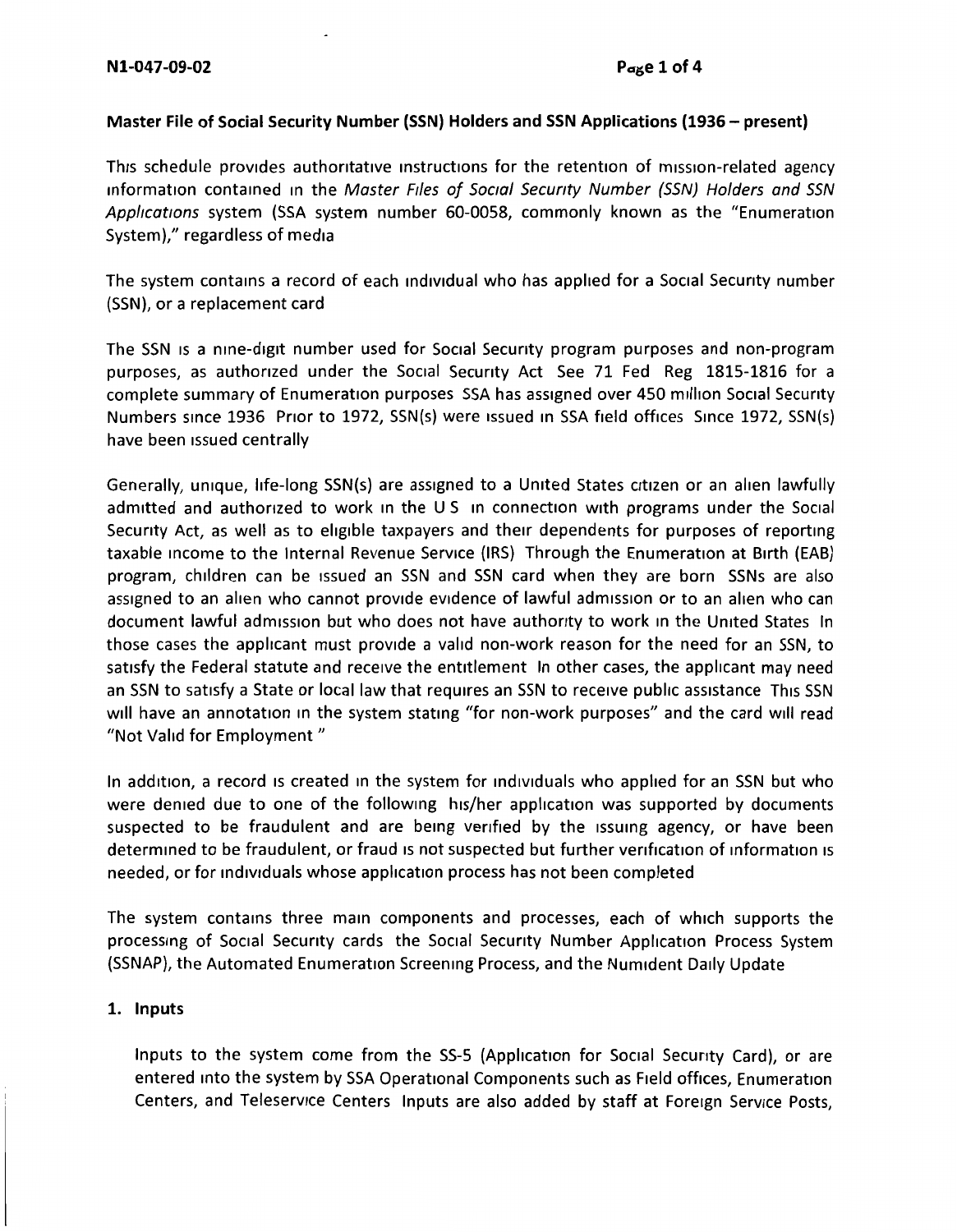**Master File of Social Security Number (SSN) Holders and SSN Applications (1936 – present)**

This schedule provides authoritative instructions for the retention of mission-related agency information contained in the *Master Files of Social Security Number (SSN) Holders and SSN Applications* system (SSA system number 60-0058, commonly known as the "Enumeration System)," regardless of media

The system contains a record of each individual who has applied for a Social Security number (SSN), or a replacement card

The SSN is a nine-digit number used for Social Security program purposes and non-program purposes, as authorized under the Social Security Act See 71 Fed Reg 1815-1816 for a complete summary of Enumeration purposes SSA has assigned over 450 million Social Security Numbers since 1936 Prior to 1972, SSN(s) were issued in SSA field offices Since 1972, SSN(s) have been issued centrally

Generally, unique, life-long SSN(s) are assigned to a United States citizen or an alien lawfully admitted and authorized to work in the U S in connection with programs under the Social Security Act, as well as to eligible taxpayers and their dependents for purposes of reporting taxable income to the Internal Revenue Service (IRS) Through the Enumeration at Birth (EAB) program, children can be issued an SSN and SSN card when they are born SSNs are also assigned to an alien who cannot provide evidence of lawful admission or to an alien who can document lawful admission but who does not have authority to work in the United States In those cases the applicant must provide a valid non-work reason for the need for an SSN, to satisfy the Federal statute and receive the entitlement In other cases, the applicant may need an SSN to satisfy a State or local law that requires an SSN to receive public assistance This SSN will have an annotation in the system stating "for non-work purposes" and the card will read "Not Valid for Employment "

In addition, a record is created in the system for individuals who applied for an SSN but who were denied due to one of the following his/her application was supported by documents suspected to be fraudulent and are being verified by the issuing agency, or have been determined to be fraudulent, or fraud is not suspected but further verification of information is needed, or for individuals whose application process has not been completed

The system contains three main components and processes, each of which supports the processing of Social Security cards the Social Security Number Application Process System (SSNAP), the Automated Enumeration Screening Process, and the Numident Daily Update

1. **Inputs**

   Inputs to the system come from the SS-5 (Application for Social Security Card), or are entered into the system by SSA Operational Components such as Field offices, Enumeration Centers, and Teleservice Centers Inputs are also added by staff at Foreign Service Posts,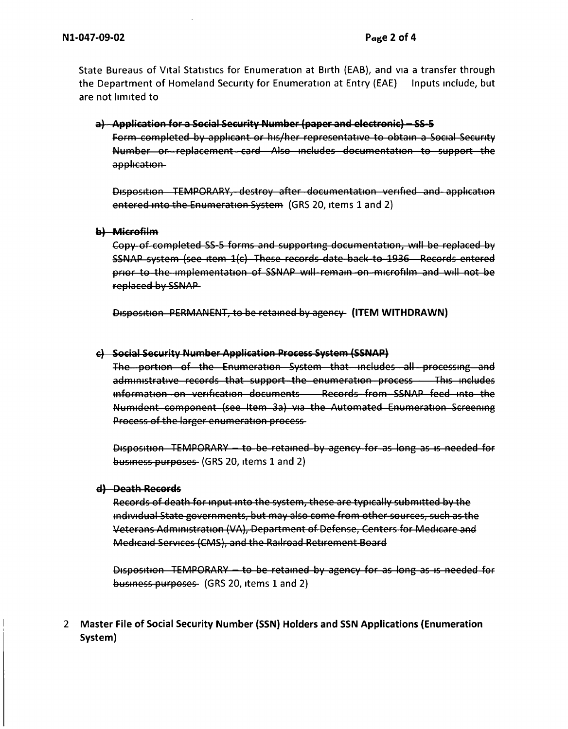State Bureaus of Vital Statistics for Enumeration at Birth (EAB), and via a transfer through the Department of Homeland Security for Enumeration at Entry (EAE) Inputs include, but are not limited to

**~~a) Application for a Social Security Number (paper and electronic) – SS-5~~**

~~Form completed by applicant or his/her representative to obtain a Social Security Number or replacement card Also includes documentation to support the application~~

~~Disposition TEMPORARY, destroy after documentation verified and application entered into the Enumeration System~~ (GRS 20, items 1 and 2)

**~~b) Microfilm~~**

~~Copy of completed SS-5 forms and supporting documentation, will be replaced by SSNAP system (see item 1(c) These records date back to 1936 Records entered prior to the implementation of SSNAP will remain on microfilm and will not be replaced by SSNAP~~

~~Disposition PERMANENT, to be retained by agency~~ **(ITEM WITHDRAWN)**

**~~c) Social Security Number Application Process System (SSNAP)~~**

~~The portion of the Enumeration System that includes all processing and administrative records that support the enumeration process This includes information on verification documents Records from SSNAP feed into the Numident component (see Item 3a) via the Automated Enumeration Screening Process of the larger enumeration process~~

~~Disposition TEMPORARY – to be retained by agency for as long as is needed for business purposes~~ (GRS 20, items 1 and 2)

**~~d) Death Records~~**

~~Records of death for input into the system, these are typically submitted by the individual State governments, but may also come from other sources, such as the Veterans Administration (VA), Department of Defense, Centers for Medicare and Medicaid Services (CMS), and the Railroad Retirement Board~~

~~Disposition TEMPORARY – to be retained by agency for as long as is needed for business purposes~~ (GRS 20, items 1 and 2)

## 2 Master File of Social Security Number (SSN) Holders and SSN Applications (Enumeration System)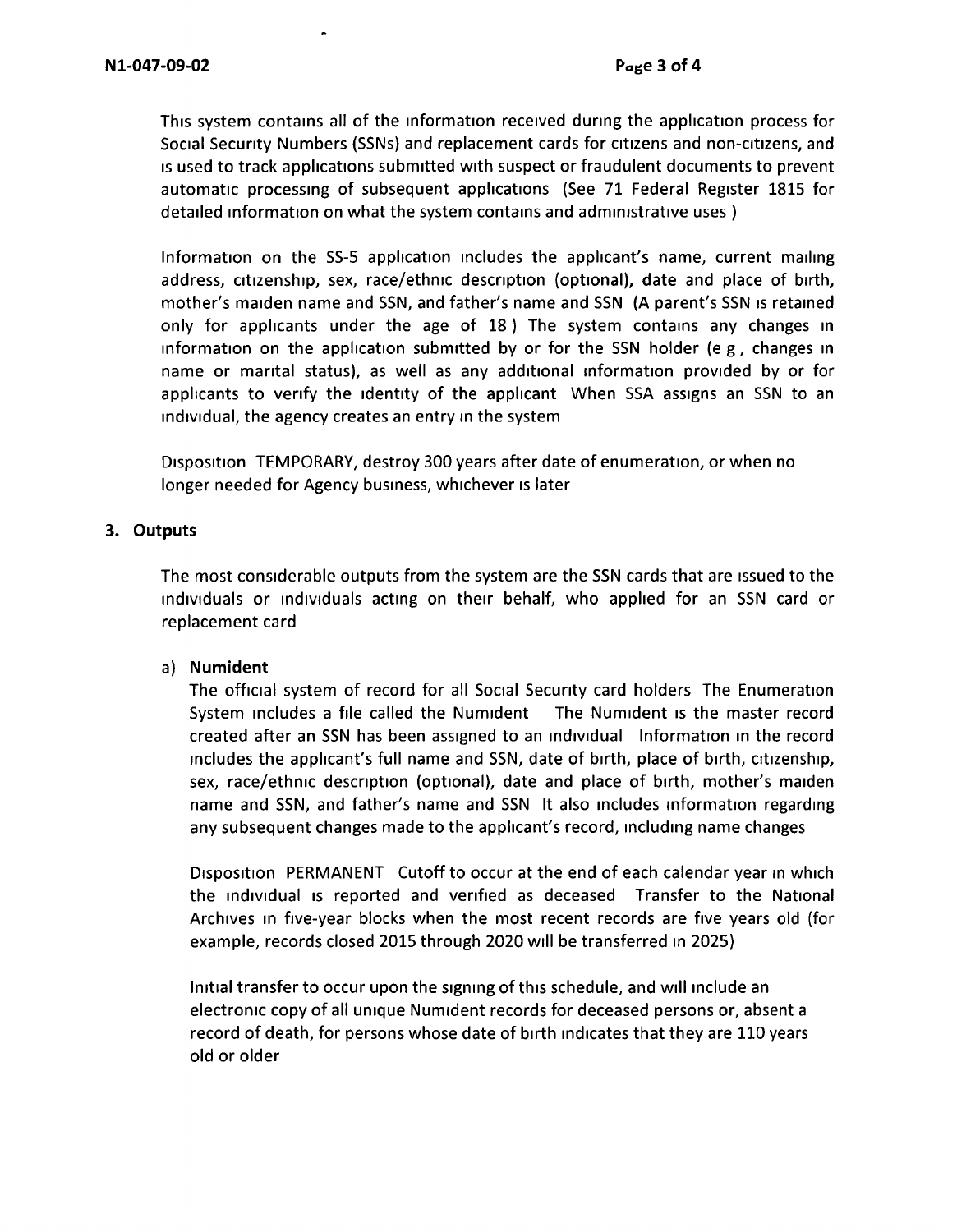This system contains all of the information received during the application process for Social Security Numbers (SSNs) and replacement cards for citizens and non-citizens, and is used to track applications submitted with suspect or fraudulent documents to prevent automatic processing of subsequent applications (See 71 Federal Register 1815 for detailed information on what the system contains and administrative uses )

Information on the SS-5 application includes the applicant's name, current mailing address, citizenship, sex, race/ethnic description (optional), date and place of birth, mother's maiden name and SSN, and father's name and SSN (A parent's SSN is retained only for applicants under the age of 18 ) The system contains any changes in information on the application submitted by or for the SSN holder (e g , changes in name or marital status), as well as any additional information provided by or for applicants to verify the identity of the applicant When SSA assigns an SSN to an individual, the agency creates an entry in the system

Disposition TEMPORARY, destroy 300 years after date of enumeration, or when no longer needed for Agency business, whichever is later

## 3. Outputs

The most considerable outputs from the system are the SSN cards that are issued to the individuals or individuals acting on their behalf, who applied for an SSN card or replacement card

a) **Numident**

The official system of record for all Social Security card holders The Enumeration System includes a file called the Numident The Numident is the master record created after an SSN has been assigned to an individual Information in the record includes the applicant's full name and SSN, date of birth, place of birth, citizenship, sex, race/ethnic description (optional), date and place of birth, mother's maiden name and SSN, and father's name and SSN It also includes information regarding any subsequent changes made to the applicant's record, including name changes

Disposition PERMANENT Cutoff to occur at the end of each calendar year in which the individual is reported and verified as deceased Transfer to the National Archives in five-year blocks when the most recent records are five years old (for example, records closed 2015 through 2020 will be transferred in 2025)

Initial transfer to occur upon the signing of this schedule, and will include an electronic copy of all unique Numident records for deceased persons or, absent a record of death, for persons whose date of birth indicates that they are 110 years old or older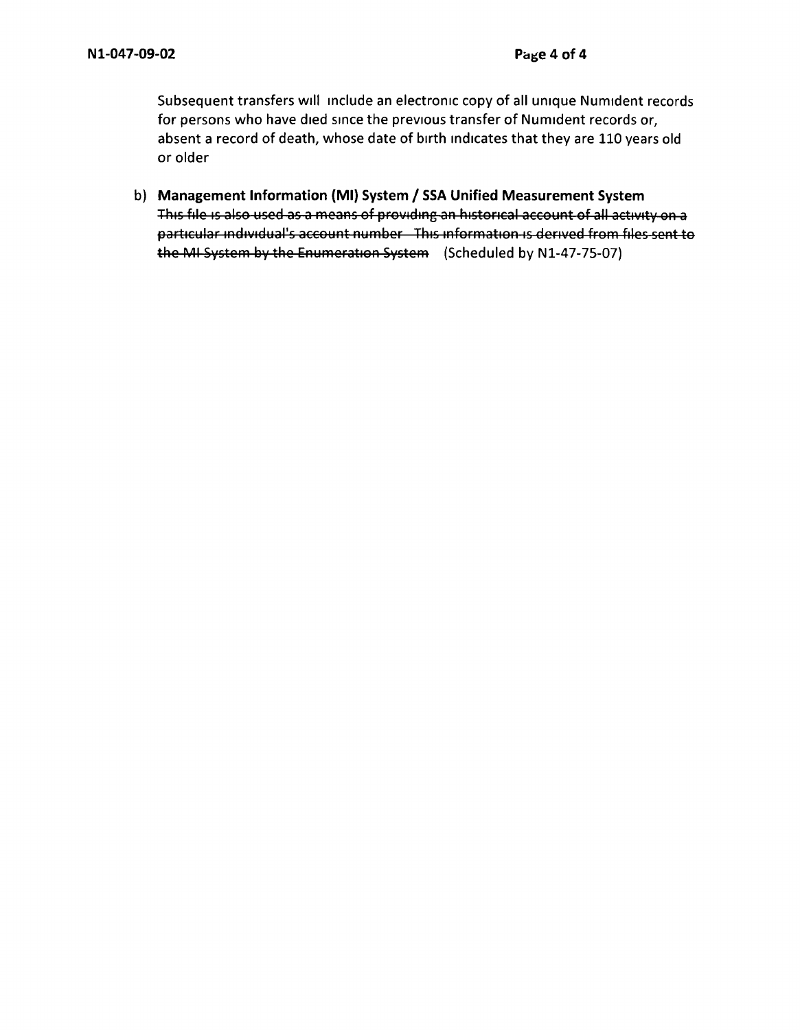Subsequent transfers will include an electronic copy of all unique Numident records for persons who have died since the previous transfer of Numident records or, absent a record of death, whose date of birth indicates that they are 110 years old or older

b) **Management Information (MI) System / SSA Unified Measurement System**
~~This file is also used as a means of providing an historical account of all activity on a particular individual's account number. This information is derived from files sent to the MI System by the Enumeration System~~ (Scheduled by N1-47-75-07)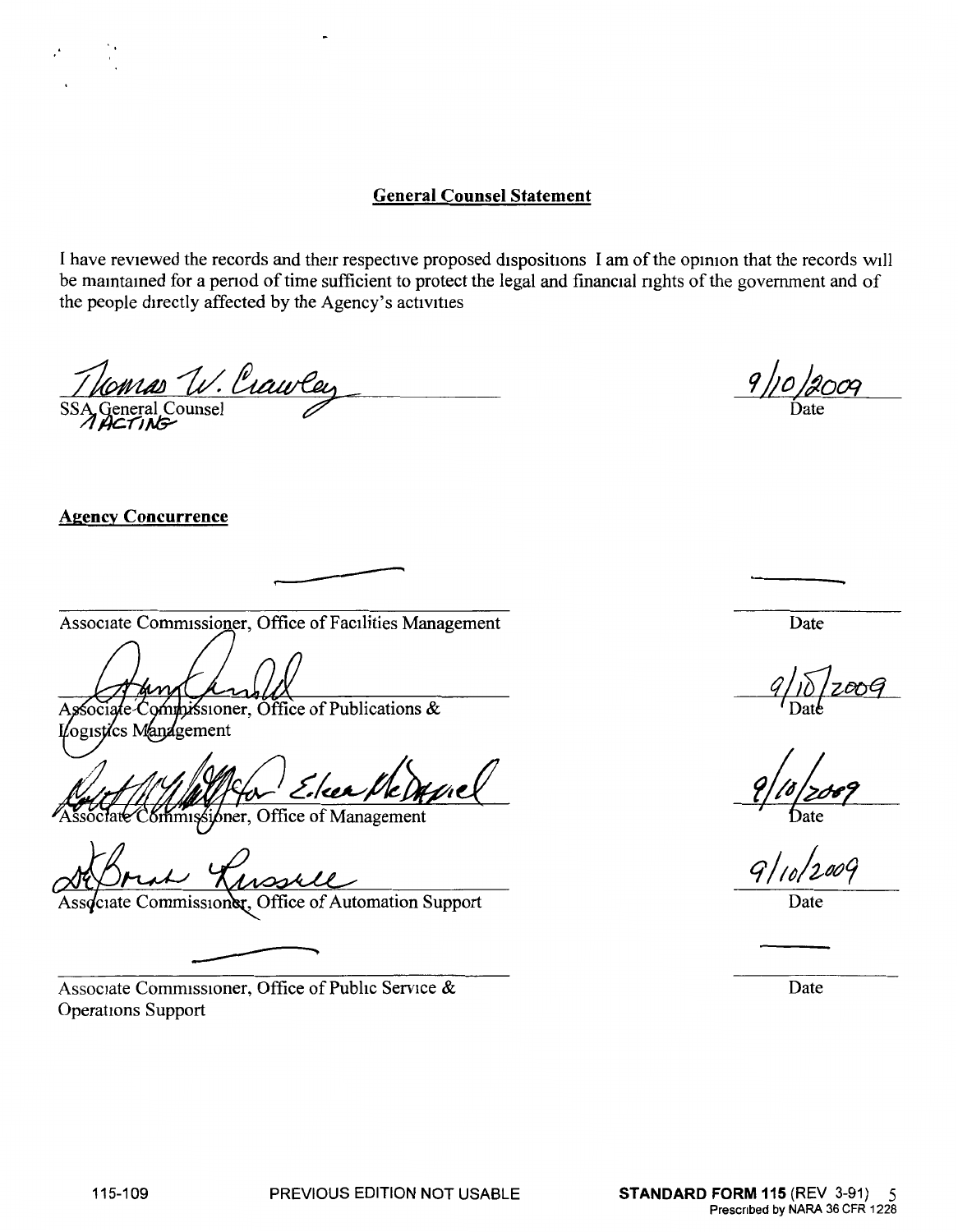## General Counsel Statement

I have reviewed the records and their respective proposed dispositions I am of the opinion that the records will be maintained for a period of time sufficient to protect the legal and financial rights of the government and of the people directly affected by the Agency's activities

Thomas W. Crawley
SSA General Counsel
ACTING

9/10/2009
Date

**Agency Concurrence**

| | |
|---|---|
| Associate Commissioner, Office of Facilities Management | Date |
| Associate Commissioner, Office of Publications & Logistics Management | 9/10/2009 Date |
| for Eileen McDaniel, Associate Commissioner, Office of Management | 9/10/2009 Date |
| Associate Commissioner, Office of Automation Support | 9/10/2009 Date |
| Associate Commissioner, Office of Public Service & Operations Support | Date |

115-109 PREVIOUS EDITION NOT USABLE **STANDARD FORM 115** (REV 3-91)
Prescribed by NARA 36 CFR 1228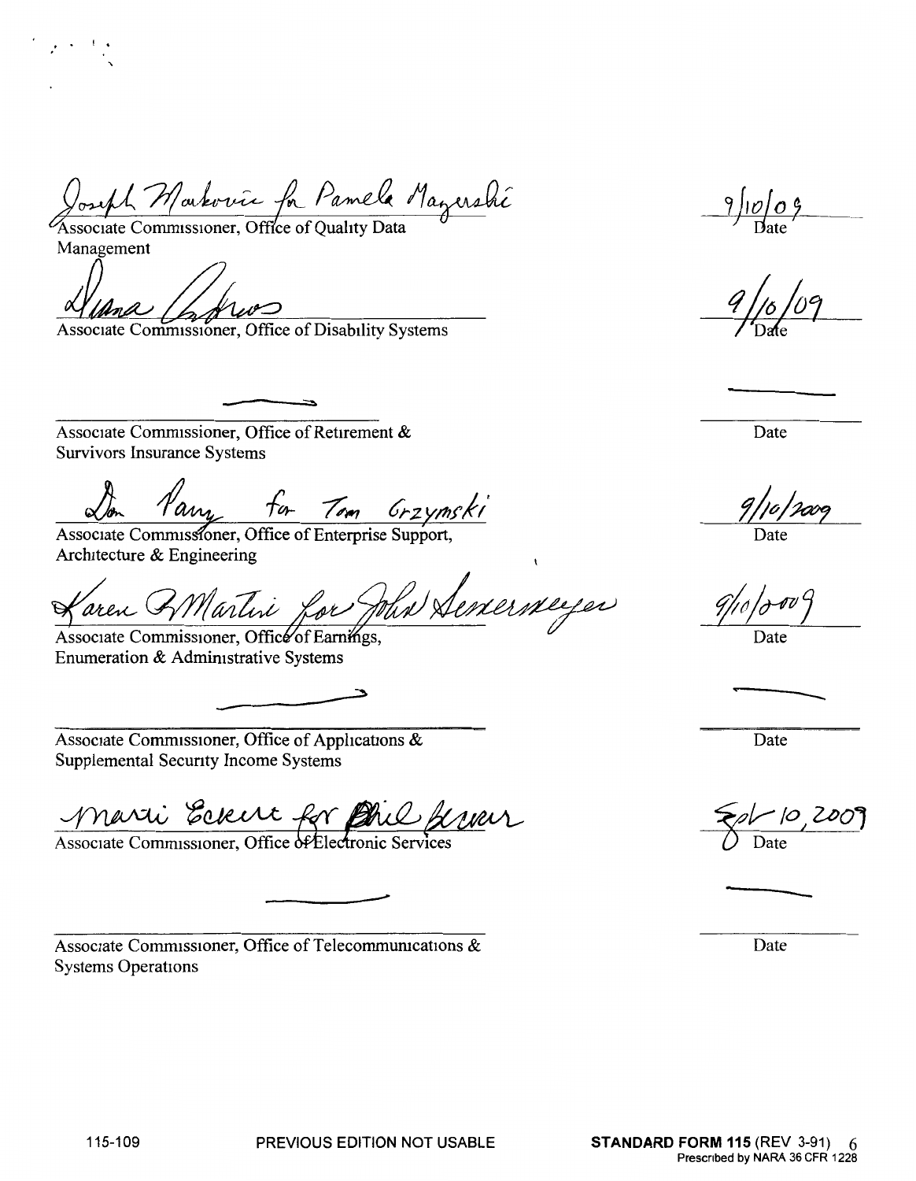Joseph Makovic for Pamela Mazerski

Associate Commissioner, Office of Quality Data Management — Date: 9/10/09

Diana Andros

Associate Commissioner, Office of Disability Systems — Date: 9/10/09

———

Associate Commissioner, Office of Retirement & Survivors Insurance Systems — Date: ———

Don Parry for Tom Grzymski

Associate Commissioner, Office of Enterprise Support, Architecture & Engineering — Date: 9/10/2009

Karen B Martin for John Sennermeyer

Associate Commissioner, Office of Earnings, Enumeration & Administrative Systems — Date: 9/10/2009

———

Associate Commissioner, Office of Applications & Supplemental Security Income Systems — Date: ———

Marti Eckert for Phil Beaver

Associate Commissioner, Office of Electronic Services — Date: Sept 10, 2009

———

Associate Commissioner, Office of Telecommunications & Systems Operations — Date: ———

115-109 PREVIOUS EDITION NOT USABLE **STANDARD FORM 115** (REV 3-91)
Prescribed by NARA 36 CFR 1228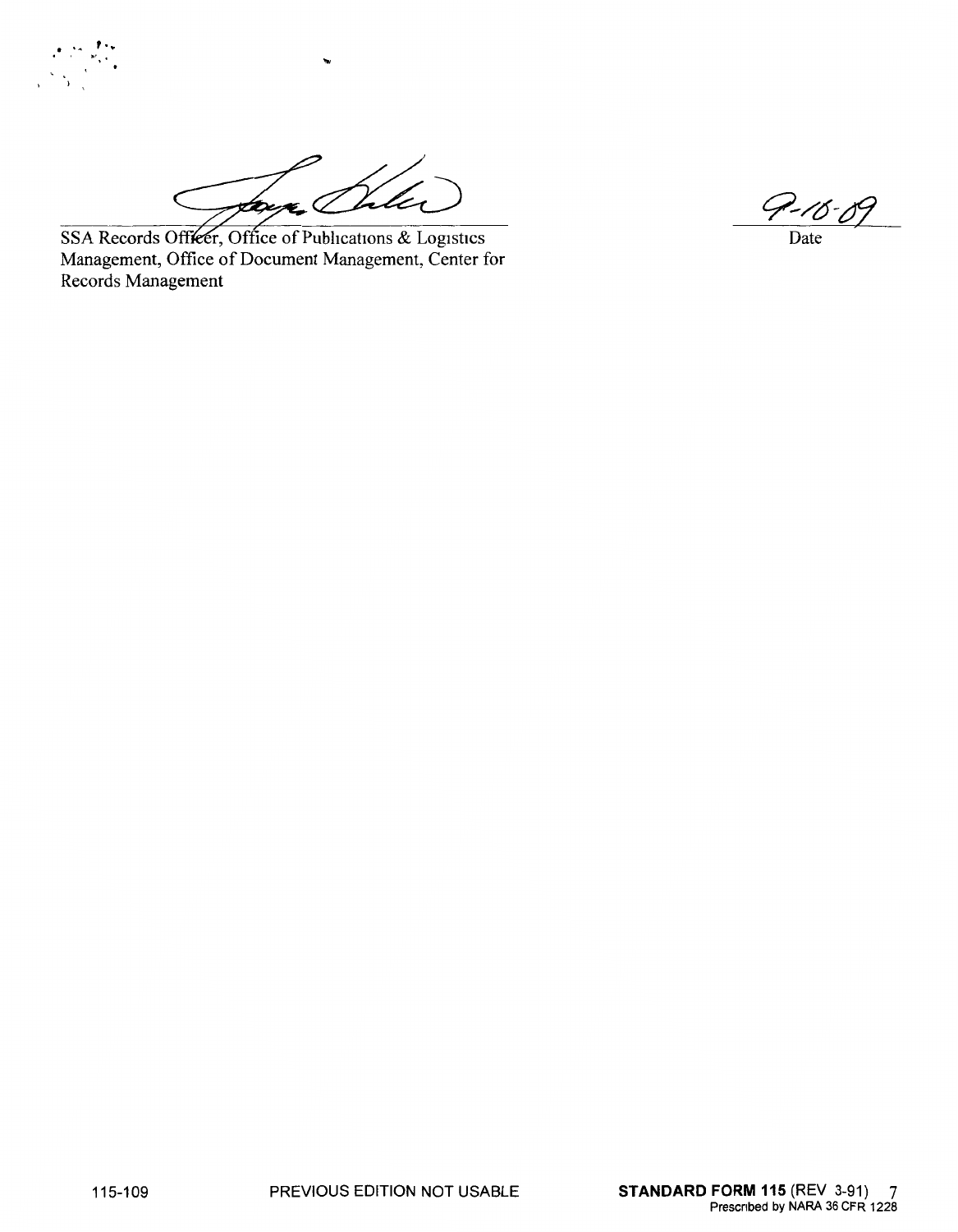SSA Records Officer, Office of Publications & Logistics Management, Office of Document Management, Center for Records Management

9-16-09

Date

115-109 PREVIOUS EDITION NOT USABLE **STANDARD FORM 115** (REV 3-91) 7

Prescribed by NARA 36 CFR 1228